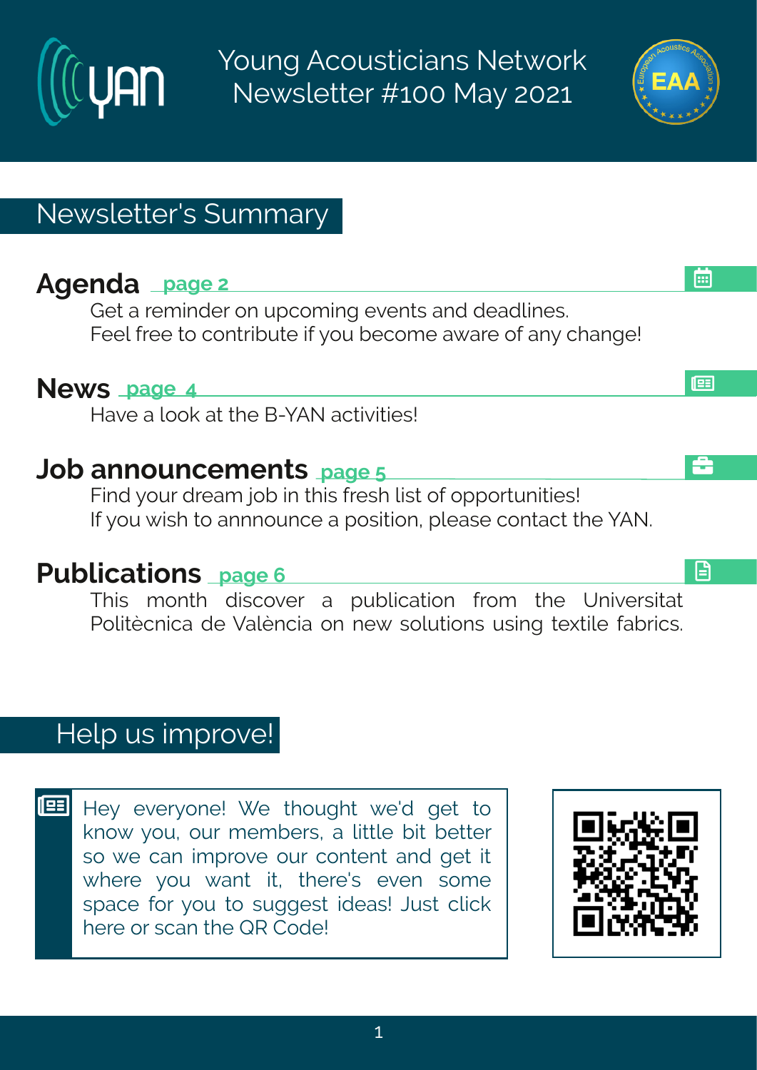# Young Acousticians Network Newsletter #100 May 2021

## Newsletter's Summary

### Agenda page 2

Get a reminder on upcoming events and deadlines.
Feel free to contribute if you become aware of any change!

### News page 4

Have a look at the B-YAN activities!

### Job announcements page 5

Find your dream job in this fresh list of opportunities!
If you wish to annnounce a position, please contact the YAN.

### Publications page 6

This month discover a publication from the Universitat Politècnica de València on new solutions using textile fabrics.

## Help us improve!

Hey everyone! We thought we'd get to know you, our members, a little bit better so we can improve our content and get it where you want it, there's even some space for you to suggest ideas! Just click here or scan the QR Code!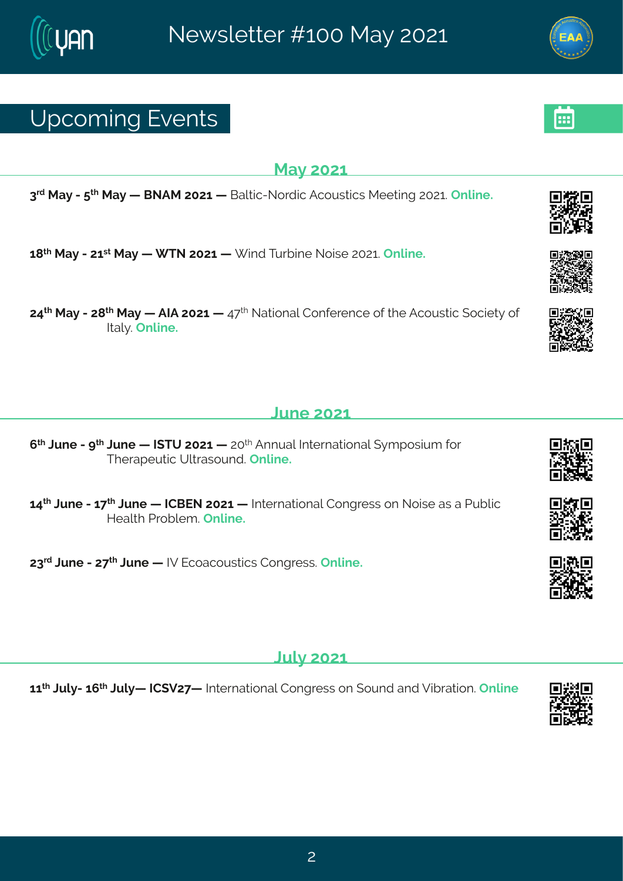# Upcoming Events

## May 2021

**3rd May - 5th May — BNAM 2021 —** Baltic-Nordic Acoustics Meeting 2021. **Online.**

**18th May - 21st May — WTN 2021 —** Wind Turbine Noise 2021. **Online.**

**24th May - 28th May — AIA 2021 —** 47th National Conference of the Acoustic Society of Italy. **Online.**

## June 2021

**6th June - 9th June — ISTU 2021 —** 20th Annual International Symposium for Therapeutic Ultrasound. **Online.**

**14th June - 17th June — ICBEN 2021 —** International Congress on Noise as a Public Health Problem. **Online.**

**23rd June - 27th June —** IV Ecoacoustics Congress. **Online.**

## July 2021

**11th July- 16th July— ICSV27—** International Congress on Sound and Vibration. **Online**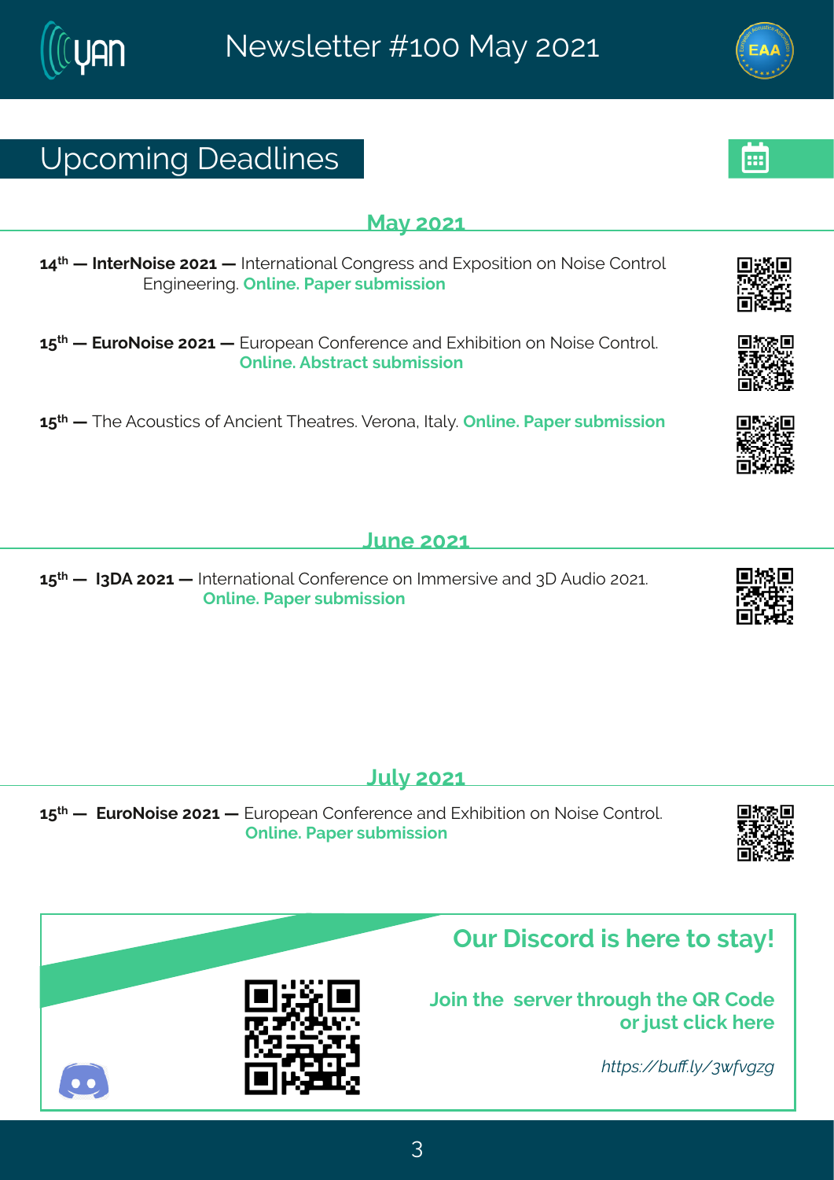## Upcoming Deadlines

### May 2021

**14th — InterNoise 2021 —** International Congress and Exposition on Noise Control Engineering. **Online. Paper submission**

**15th — EuroNoise 2021 —** European Conference and Exhibition on Noise Control. **Online. Abstract submission**

**15th —** The Acoustics of Ancient Theatres. Verona, Italy. **Online. Paper submission**

### June 2021

**15th — I3DA 2021 —** International Conference on Immersive and 3D Audio 2021. **Online. Paper submission**

### July 2021

**15th — EuroNoise 2021 —** European Conference and Exhibition on Noise Control. **Online. Paper submission**

## Our Discord is here to stay!

**Join the server through the QR Code or just click here**

*https://buff.ly/3wfvgzg*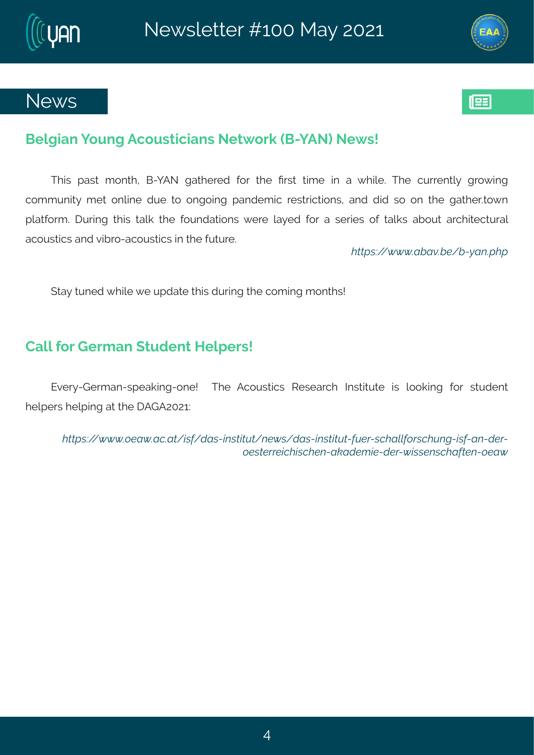# News

## Belgian Young Acousticians Network (B-YAN) News!

This past month, B-YAN gathered for the first time in a while. The currently growing community met online due to ongoing pandemic restrictions, and did so on the gather.town platform. During this talk the foundations were layed for a series of talks about architectural acoustics and vibro-acoustics in the future.

*https://www.abav.be/b-yan.php*

Stay tuned while we update this during the coming months!

## Call for German Student Helpers!

Every-German-speaking-one! The Acoustics Research Institute is looking for student helpers helping at the DAGA2021:

*https://www.oeaw.ac.at/isf/das-institut/news/das-institut-fuer-schallforschung-isf-an-der-oesterreichischen-akademie-der-wissenschaften-oeaw*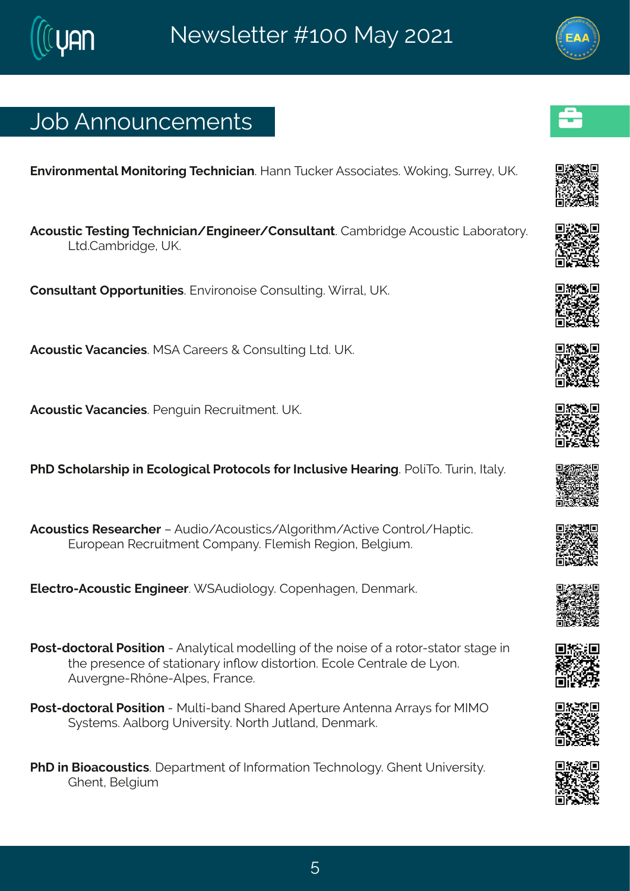## Job Announcements

**Environmental Monitoring Technician**. Hann Tucker Associates. Woking, Surrey, UK.

**Acoustic Testing Technician/Engineer/Consultant**. Cambridge Acoustic Laboratory. Ltd.Cambridge, UK.

**Consultant Opportunities**. Environoise Consulting. Wirral, UK.

**Acoustic Vacancies**. MSA Careers & Consulting Ltd. UK.

**Acoustic Vacancies**. Penguin Recruitment. UK.

**PhD Scholarship in Ecological Protocols for Inclusive Hearing**. PoliTo. Turin, Italy.

**Acoustics Researcher** – Audio/Acoustics/Algorithm/Active Control/Haptic. European Recruitment Company. Flemish Region, Belgium.

**Electro-Acoustic Engineer**. WSAudiology. Copenhagen, Denmark.

**Post-doctoral Position** - Analytical modelling of the noise of a rotor-stator stage in the presence of stationary inflow distortion. Ecole Centrale de Lyon. Auvergne-Rhône-Alpes, France.

**Post-doctoral Position** - Multi-band Shared Aperture Antenna Arrays for MIMO Systems. Aalborg University. North Jutland, Denmark.

**PhD in Bioacoustics**. Department of Information Technology. Ghent University. Ghent, Belgium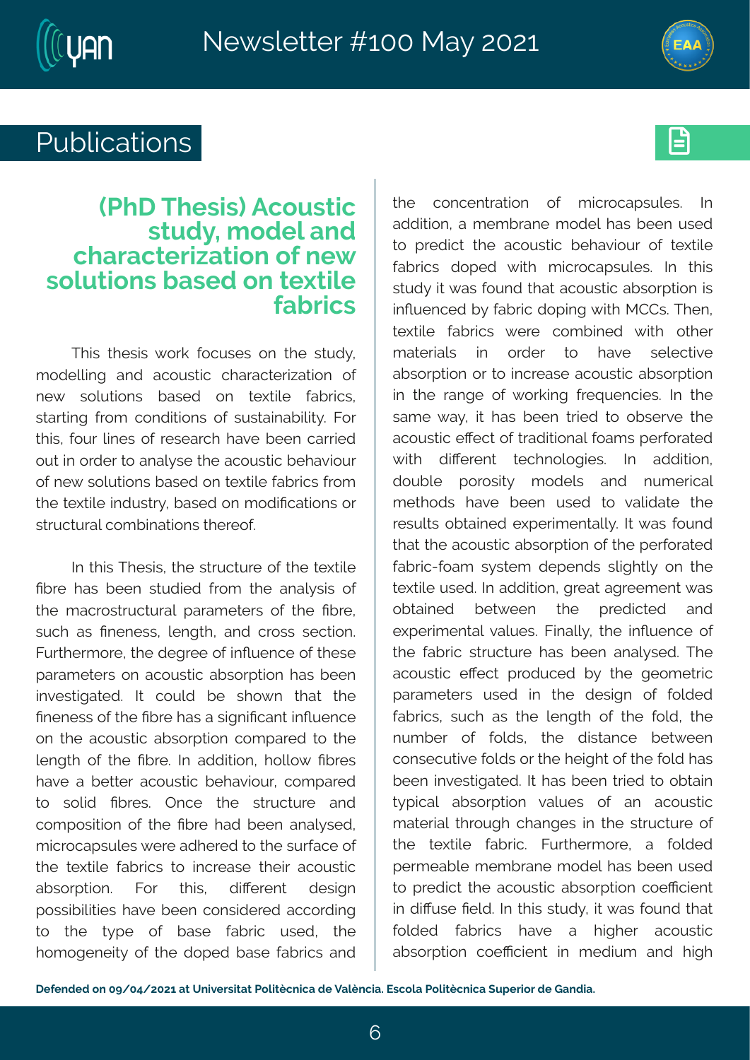# Publications

## (PhD Thesis) Acoustic study, model and characterization of new solutions based on textile fabrics

This thesis work focuses on the study, modelling and acoustic characterization of new solutions based on textile fabrics, starting from conditions of sustainability. For this, four lines of research have been carried out in order to analyse the acoustic behaviour of new solutions based on textile fabrics from the textile industry, based on modifications or structural combinations thereof.

In this Thesis, the structure of the textile fibre has been studied from the analysis of the macrostructural parameters of the fibre, such as fineness, length, and cross section. Furthermore, the degree of influence of these parameters on acoustic absorption has been investigated. It could be shown that the fineness of the fibre has a significant influence on the acoustic absorption compared to the length of the fibre. In addition, hollow fibres have a better acoustic behaviour, compared to solid fibres. Once the structure and composition of the fibre had been analysed, microcapsules were adhered to the surface of the textile fabrics to increase their acoustic absorption. For this, different design possibilities have been considered according to the type of base fabric used, the homogeneity of the doped base fabrics and the concentration of microcapsules. In addition, a membrane model has been used to predict the acoustic behaviour of textile fabrics doped with microcapsules. In this study it was found that acoustic absorption is influenced by fabric doping with MCCs. Then, textile fabrics were combined with other materials in order to have selective absorption or to increase acoustic absorption in the range of working frequencies. In the same way, it has been tried to observe the acoustic effect of traditional foams perforated with different technologies. In addition, double porosity models and numerical methods have been used to validate the results obtained experimentally. It was found that the acoustic absorption of the perforated fabric-foam system depends slightly on the textile used. In addition, great agreement was obtained between the predicted and experimental values. Finally, the influence of the fabric structure has been analysed. The acoustic effect produced by the geometric parameters used in the design of folded fabrics, such as the length of the fold, the number of folds, the distance between consecutive folds or the height of the fold has been investigated. It has been tried to obtain typical absorption values of an acoustic material through changes in the structure of the textile fabric. Furthermore, a folded permeable membrane model has been used to predict the acoustic absorption coefficient in diffuse field. In this study, it was found that folded fabrics have a higher acoustic absorption coefficient in medium and high

**Defended on 09/04/2021 at Universitat Politècnica de València. Escola Politècnica Superior de Gandia.**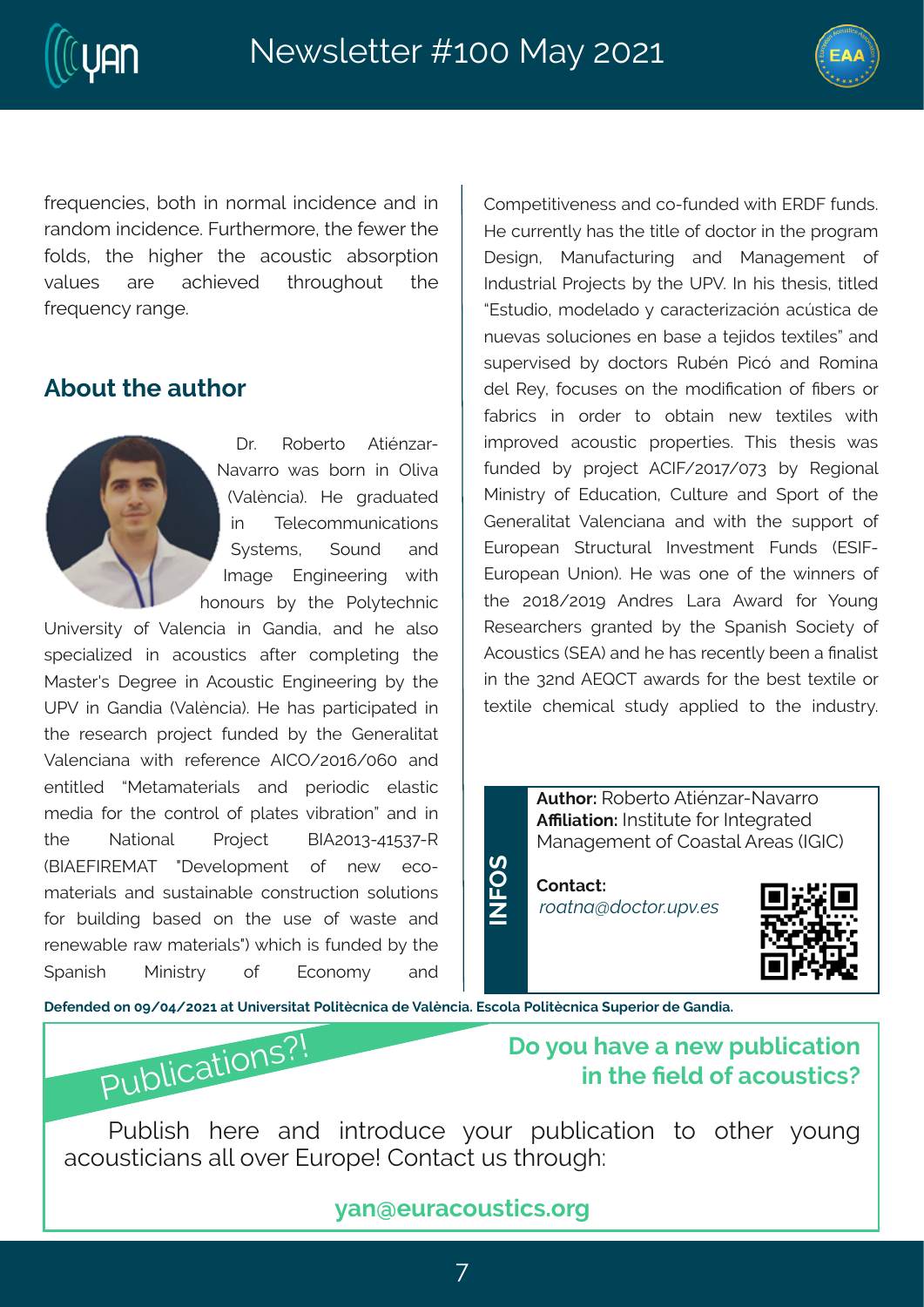frequencies, both in normal incidence and in random incidence. Furthermore, the fewer the folds, the higher the acoustic absorption values are achieved throughout the frequency range.

## About the author

Dr. Roberto Atiénzar-Navarro was born in Oliva (València). He graduated in Telecommunications Systems, Sound and Image Engineering with honours by the Polytechnic University of Valencia in Gandia, and he also specialized in acoustics after completing the Master's Degree in Acoustic Engineering by the UPV in Gandia (València). He has participated in the research project funded by the Generalitat Valenciana with reference AICO/2016/060 and entitled "Metamaterials and periodic elastic media for the control of plates vibration" and in the National Project BIA2013-41537-R (BIAEFIREMAT "Development of new eco-materials and sustainable construction solutions for building based on the use of waste and renewable raw materials") which is funded by the Spanish Ministry of Economy and Competitiveness and co-funded with ERDF funds. He currently has the title of doctor in the program Design, Manufacturing and Management of Industrial Projects by the UPV. In his thesis, titled "Estudio, modelado y caracterización acústica de nuevas soluciones en base a tejidos textiles" and supervised by doctors Rubén Picó and Romina del Rey, focuses on the modification of fibers or fabrics in order to obtain new textiles with improved acoustic properties. This thesis was funded by project ACIF/2017/073 by Regional Ministry of Education, Culture and Sport of the Generalitat Valenciana and with the support of European Structural Investment Funds (ESIF-European Union). He was one of the winners of the 2018/2019 Andres Lara Award for Young Researchers granted by the Spanish Society of Acoustics (SEA) and he has recently been a finalist in the 32nd AEQCT awards for the best textile or textile chemical study applied to the industry.

**INFOS**

**Author:** Roberto Atiénzar-Navarro
**Affiliation:** Institute for Integrated Management of Coastal Areas (IGIC)

**Contact:**
*roatna@doctor.upv.es*

**Defended on 09/04/2021 at Universitat Politècnica de València. Escola Politècnica Superior de Gandia.**

Publications?!

**Do you have a new publication in the field of acoustics?**

Publish here and introduce your publication to other young acousticians all over Europe! Contact us through:

**yan@euracoustics.org**